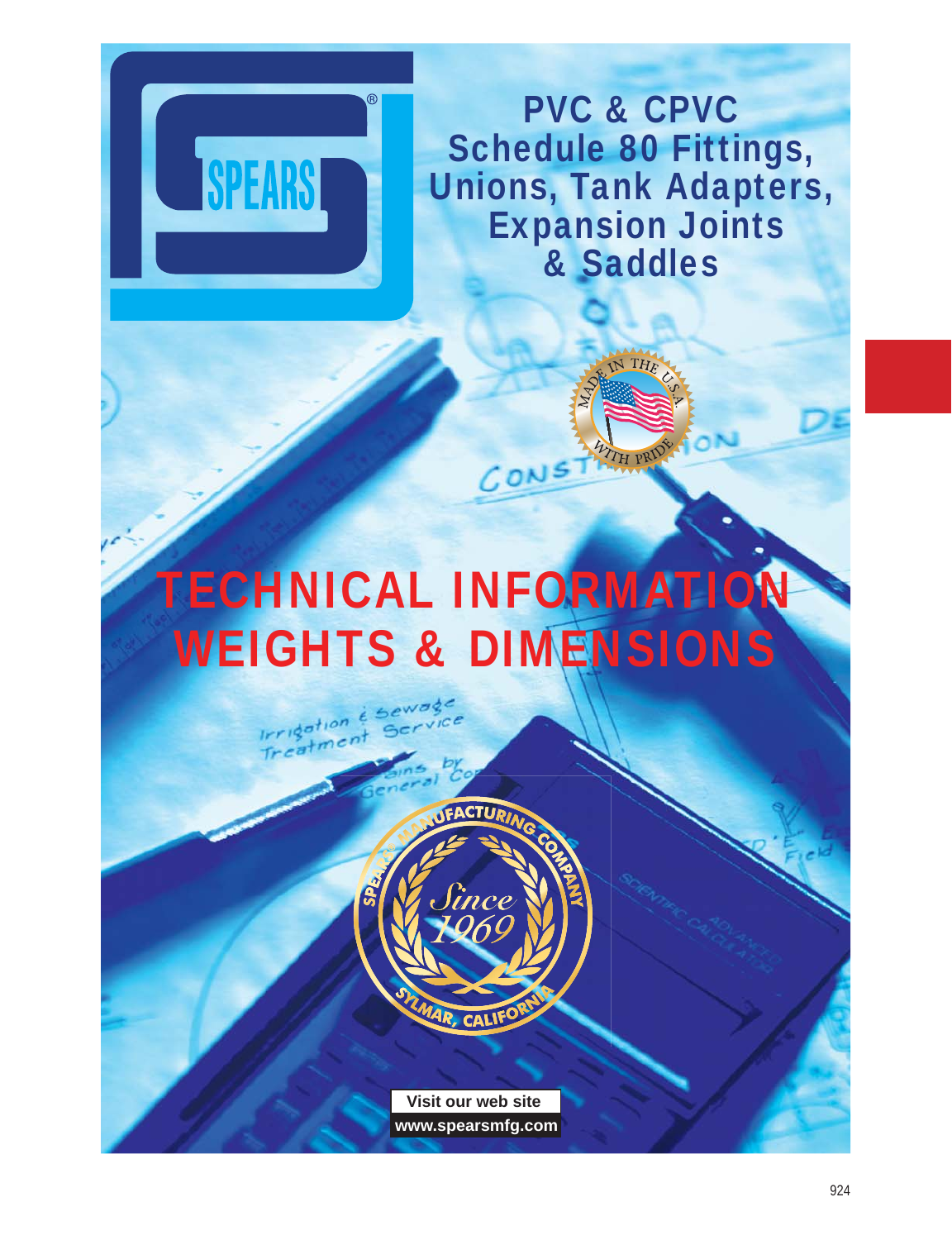# PVC & CPVC Schedule 80 Fittings, Unions, Tank Adapters, Expansion Joints & Saddles

# TECHNICAL INFORMATION WEIGHTS & DIMENSIONS

Visit our web site
www.spearsmfg.com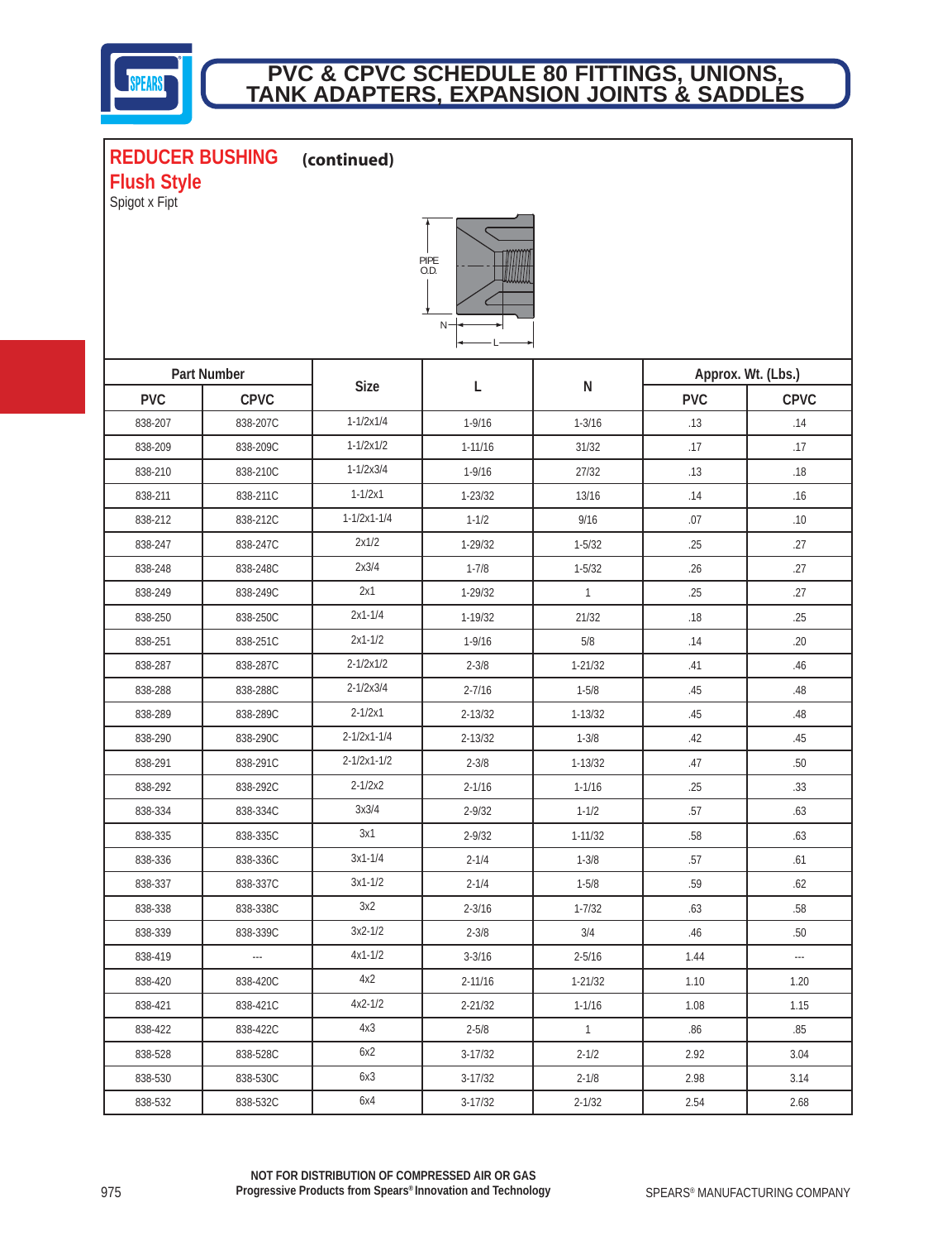# PVC & CPVC SCHEDULE 80 FITTINGS, UNIONS, TANK ADAPTERS, EXPANSION JOINTS & SADDLES

## REDUCER BUSHING (continued)

### Flush Style

Spigot x Fipt

PIPE O.D.

N

L

| Part Number | | Size | L | N | Approx. Wt. (Lbs.) | |
|---|---|---|---|---|---|---|
| PVC | CPVC | | | | PVC | CPVC |
| 838-207 | 838-207C | 1-1/2x1/4 | 1-9/16 | 1-3/16 | .13 | .14 |
| 838-209 | 838-209C | 1-1/2x1/2 | 1-11/16 | 31/32 | .17 | .17 |
| 838-210 | 838-210C | 1-1/2x3/4 | 1-9/16 | 27/32 | .13 | .18 |
| 838-211 | 838-211C | 1-1/2x1 | 1-23/32 | 13/16 | .14 | .16 |
| 838-212 | 838-212C | 1-1/2x1-1/4 | 1-1/2 | 9/16 | .07 | .10 |
| 838-247 | 838-247C | 2x1/2 | 1-29/32 | 1-5/32 | .25 | .27 |
| 838-248 | 838-248C | 2x3/4 | 1-7/8 | 1-5/32 | .26 | .27 |
| 838-249 | 838-249C | 2x1 | 1-29/32 | 1 | .25 | .27 |
| 838-250 | 838-250C | 2x1-1/4 | 1-19/32 | 21/32 | .18 | .25 |
| 838-251 | 838-251C | 2x1-1/2 | 1-9/16 | 5/8 | .14 | .20 |
| 838-287 | 838-287C | 2-1/2x1/2 | 2-3/8 | 1-21/32 | .41 | .46 |
| 838-288 | 838-288C | 2-1/2x3/4 | 2-7/16 | 1-5/8 | .45 | .48 |
| 838-289 | 838-289C | 2-1/2x1 | 2-13/32 | 1-13/32 | .45 | .48 |
| 838-290 | 838-290C | 2-1/2x1-1/4 | 2-13/32 | 1-3/8 | .42 | .45 |
| 838-291 | 838-291C | 2-1/2x1-1/2 | 2-3/8 | 1-13/32 | .47 | .50 |
| 838-292 | 838-292C | 2-1/2x2 | 2-1/16 | 1-1/16 | .25 | .33 |
| 838-334 | 838-334C | 3x3/4 | 2-9/32 | 1-1/2 | .57 | .63 |
| 838-335 | 838-335C | 3x1 | 2-9/32 | 1-11/32 | .58 | .63 |
| 838-336 | 838-336C | 3x1-1/4 | 2-1/4 | 1-3/8 | .57 | .61 |
| 838-337 | 838-337C | 3x1-1/2 | 2-1/4 | 1-5/8 | .59 | .62 |
| 838-338 | 838-338C | 3x2 | 2-3/16 | 1-7/32 | .63 | .58 |
| 838-339 | 838-339C | 3x2-1/2 | 2-3/8 | 3/4 | .46 | .50 |
| 838-419 | --- | 4x1-1/2 | 3-3/16 | 2-5/16 | 1.44 | --- |
| 838-420 | 838-420C | 4x2 | 2-11/16 | 1-21/32 | 1.10 | 1.20 |
| 838-421 | 838-421C | 4x2-1/2 | 2-21/32 | 1-1/16 | 1.08 | 1.15 |
| 838-422 | 838-422C | 4x3 | 2-5/8 | 1 | .86 | .85 |
| 838-528 | 838-528C | 6x2 | 3-17/32 | 2-1/2 | 2.92 | 3.04 |
| 838-530 | 838-530C | 6x3 | 3-17/32 | 2-1/8 | 2.98 | 3.14 |
| 838-532 | 838-532C | 6x4 | 3-17/32 | 2-1/32 | 2.54 | 2.68 |

NOT FOR DISTRIBUTION OF COMPRESSED AIR OR GAS
Progressive Products from Spears® Innovation and Technology